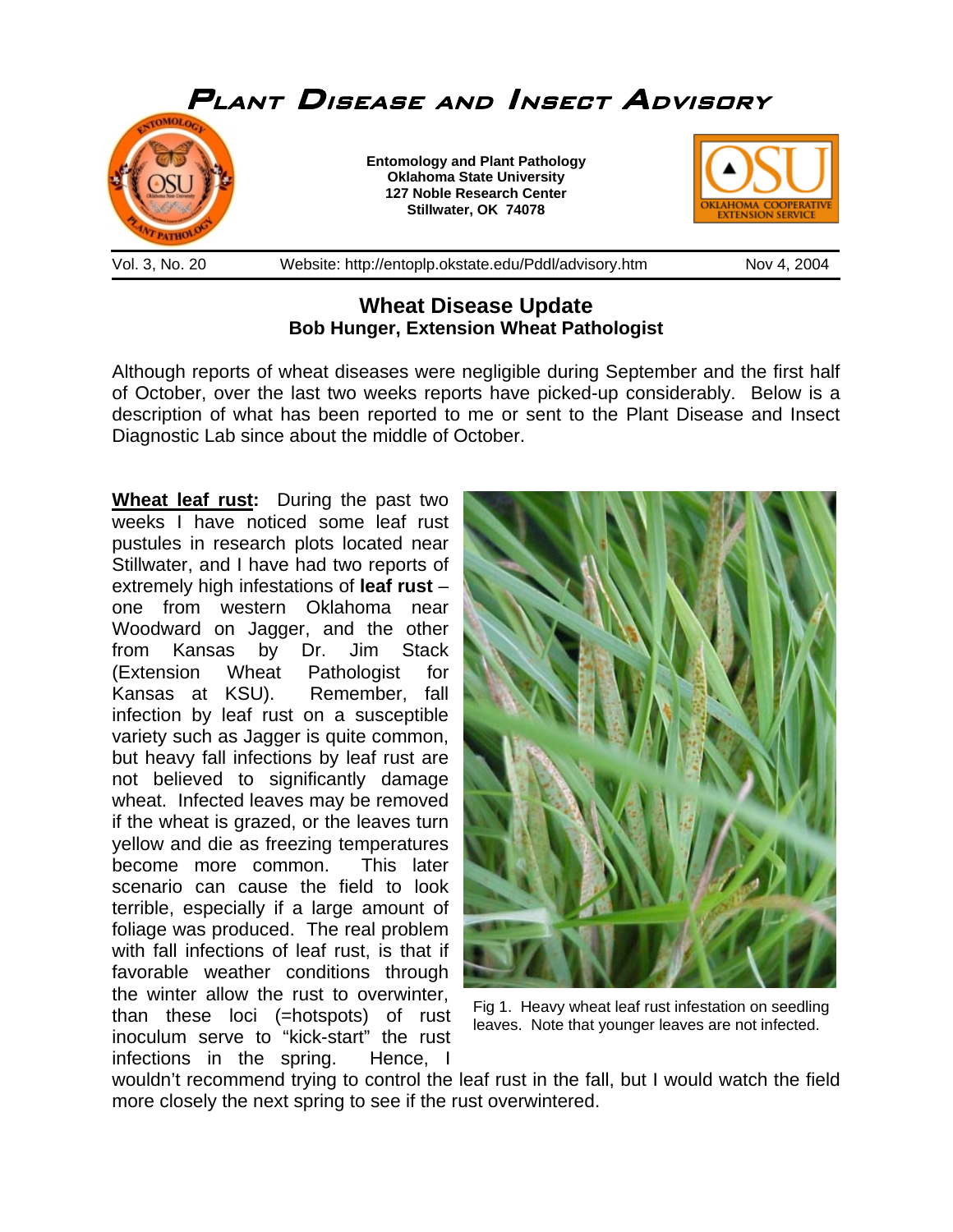# Plant Disease and Insect Advisory

**Entomology and Plant Pathology**
**Oklahoma State University**
**127 Noble Research Center**
**Stillwater, OK 74078**

Vol. 3, No. 20 Website: http://entoplp.okstate.edu/Pddl/advisory.htm Nov 4, 2004

## Wheat Disease Update

**Bob Hunger, Extension Wheat Pathologist**

Although reports of wheat diseases were negligible during September and the first half of October, over the last two weeks reports have picked-up considerably. Below is a description of what has been reported to me or sent to the Plant Disease and Insect Diagnostic Lab since about the middle of October.

**Wheat leaf rust:** During the past two weeks I have noticed some leaf rust pustules in research plots located near Stillwater, and I have had two reports of extremely high infestations of **leaf rust** – one from western Oklahoma near Woodward on Jagger, and the other from Kansas by Dr. Jim Stack (Extension Wheat Pathologist for Kansas at KSU). Remember, fall infection by leaf rust on a susceptible variety such as Jagger is quite common, but heavy fall infections by leaf rust are not believed to significantly damage wheat. Infected leaves may be removed if the wheat is grazed, or the leaves turn yellow and die as freezing temperatures become more common. This later scenario can cause the field to look terrible, especially if a large amount of foliage was produced. The real problem with fall infections of leaf rust, is that if favorable weather conditions through the winter allow the rust to overwinter, than these loci (=hotspots) of rust inoculum serve to "kick-start" the rust infections in the spring. Hence, I wouldn't recommend trying to control the leaf rust in the fall, but I would watch the field more closely the next spring to see if the rust overwintered.

Fig 1. Heavy wheat leaf rust infestation on seedling leaves. Note that younger leaves are not infected.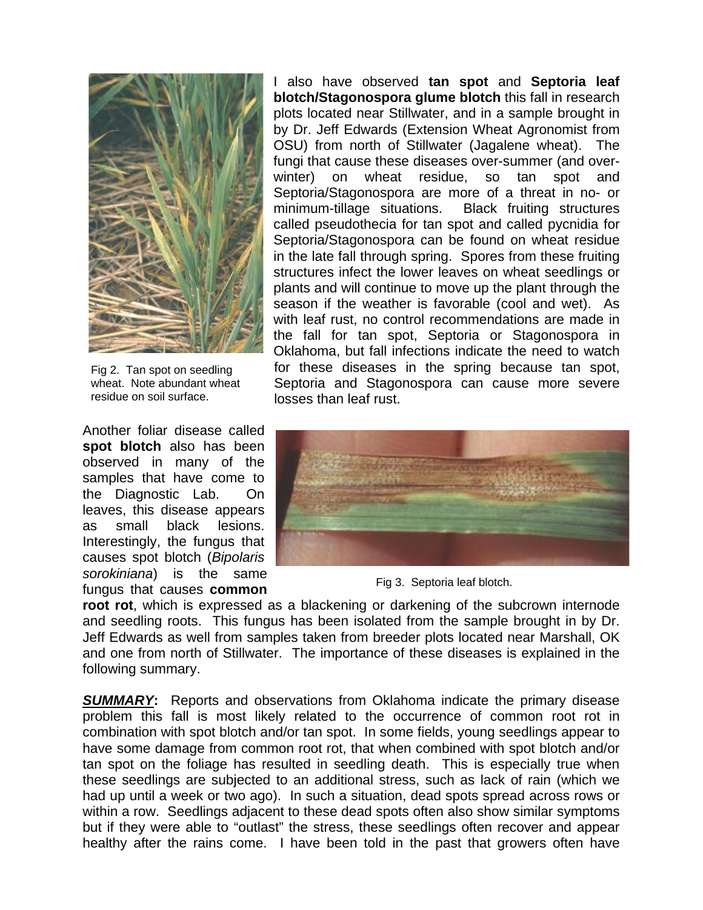I also have observed **tan spot** and **Septoria leaf blotch/Stagonospora glume blotch** this fall in research plots located near Stillwater, and in a sample brought in by Dr. Jeff Edwards (Extension Wheat Agronomist from OSU) from north of Stillwater (Jagalene wheat). The fungi that cause these diseases over-summer (and over-winter) on wheat residue, so tan spot and Septoria/Stagonospora are more of a threat in no- or minimum-tillage situations. Black fruiting structures called pseudothecia for tan spot and called pycnidia for Septoria/Stagonospora can be found on wheat residue in the late fall through spring. Spores from these fruiting structures infect the lower leaves on wheat seedlings or plants and will continue to move up the plant through the season if the weather is favorable (cool and wet). As with leaf rust, no control recommendations are made in the fall for tan spot, Septoria or Stagonospora in Oklahoma, but fall infections indicate the need to watch for these diseases in the spring because tan spot, Septoria and Stagonospora can cause more severe losses than leaf rust.

Fig 2. Tan spot on seedling wheat. Note abundant wheat residue on soil surface.

Another foliar disease called **spot blotch** also has been observed in many of the samples that have come to the Diagnostic Lab. On leaves, this disease appears as small black lesions. Interestingly, the fungus that causes spot blotch (*Bipolaris sorokiniana*) is the same fungus that causes **common root rot**, which is expressed as a blackening or darkening of the subcrown internode and seedling roots. This fungus has been isolated from the sample brought in by Dr. Jeff Edwards as well from samples taken from breeder plots located near Marshall, OK and one from north of Stillwater. The importance of these diseases is explained in the following summary.

Fig 3. Septoria leaf blotch.

***SUMMARY*:** Reports and observations from Oklahoma indicate the primary disease problem this fall is most likely related to the occurrence of common root rot in combination with spot blotch and/or tan spot. In some fields, young seedlings appear to have some damage from common root rot, that when combined with spot blotch and/or tan spot on the foliage has resulted in seedling death. This is especially true when these seedlings are subjected to an additional stress, such as lack of rain (which we had up until a week or two ago). In such a situation, dead spots spread across rows or within a row. Seedlings adjacent to these dead spots often also show similar symptoms but if they were able to "outlast" the stress, these seedlings often recover and appear healthy after the rains come. I have been told in the past that growers often have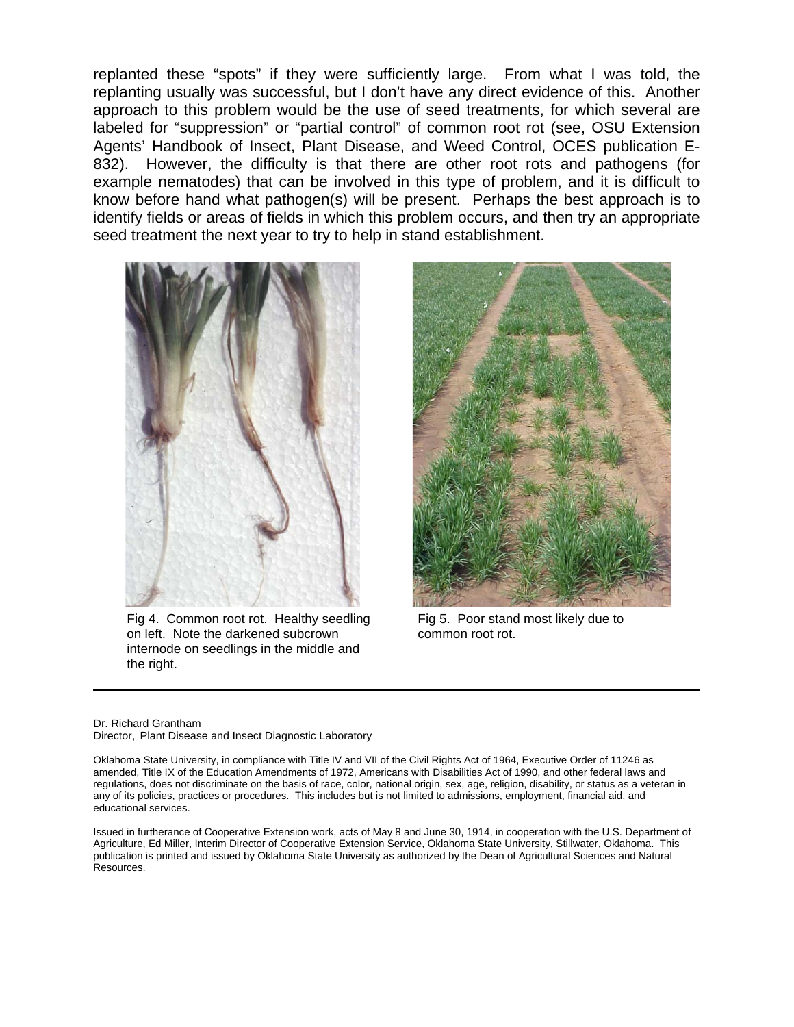replanted these "spots" if they were sufficiently large. From what I was told, the replanting usually was successful, but I don't have any direct evidence of this. Another approach to this problem would be the use of seed treatments, for which several are labeled for "suppression" or "partial control" of common root rot (see, OSU Extension Agents' Handbook of Insect, Plant Disease, and Weed Control, OCES publication E-832). However, the difficulty is that there are other root rots and pathogens (for example nematodes) that can be involved in this type of problem, and it is difficult to know before hand what pathogen(s) will be present. Perhaps the best approach is to identify fields or areas of fields in which this problem occurs, and then try an appropriate seed treatment the next year to try to help in stand establishment.

Fig 4. Common root rot. Healthy seedling on left. Note the darkened subcrown internode on seedlings in the middle and the right.

Fig 5. Poor stand most likely due to common root rot.

---

Dr. Richard Grantham
Director, Plant Disease and Insect Diagnostic Laboratory

Oklahoma State University, in compliance with Title IV and VII of the Civil Rights Act of 1964, Executive Order of 11246 as amended, Title IX of the Education Amendments of 1972, Americans with Disabilities Act of 1990, and other federal laws and regulations, does not discriminate on the basis of race, color, national origin, sex, age, religion, disability, or status as a veteran in any of its policies, practices or procedures. This includes but is not limited to admissions, employment, financial aid, and educational services.

Issued in furtherance of Cooperative Extension work, acts of May 8 and June 30, 1914, in cooperation with the U.S. Department of Agriculture, Ed Miller, Interim Director of Cooperative Extension Service, Oklahoma State University, Stillwater, Oklahoma. This publication is printed and issued by Oklahoma State University as authorized by the Dean of Agricultural Sciences and Natural Resources.